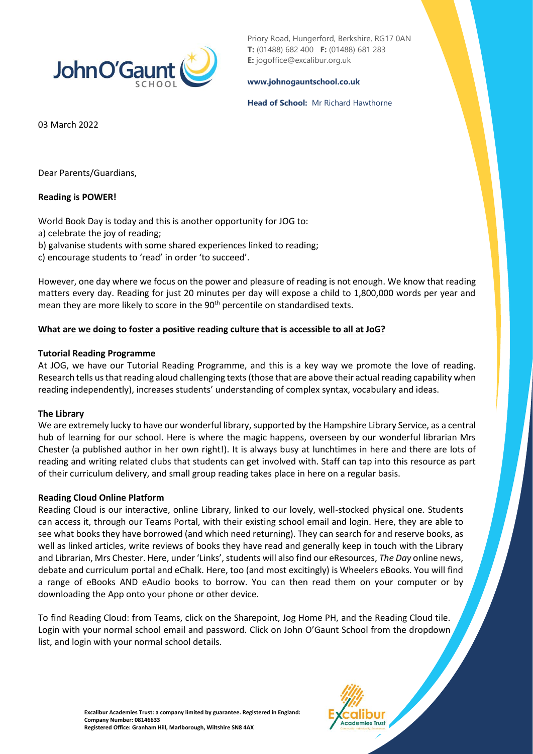Priory Road, Hungerford, Berkshire, RG17 0AN
**T:** (01488) 682 400 **F:** (01488) 681 283
**E:** jogoffice@excalibur.org.uk

**www.johnogauntschool.co.uk**

**Head of School:** Mr Richard Hawthorne

03 March 2022

Dear Parents/Guardians,

**Reading is POWER!**

World Book Day is today and this is another opportunity for JOG to:
a) celebrate the joy of reading;
b) galvanise students with some shared experiences linked to reading;
c) encourage students to 'read' in order 'to succeed'.

However, one day where we focus on the power and pleasure of reading is not enough. We know that reading matters every day. Reading for just 20 minutes per day will expose a child to 1,800,000 words per year and mean they are more likely to score in the 90th percentile on standardised texts.

**What are we doing to foster a positive reading culture that is accessible to all at JoG?**

**Tutorial Reading Programme**

At JOG, we have our Tutorial Reading Programme, and this is a key way we promote the love of reading. Research tells us that reading aloud challenging texts (those that are above their actual reading capability when reading independently), increases students' understanding of complex syntax, vocabulary and ideas.

**The Library**

We are extremely lucky to have our wonderful library, supported by the Hampshire Library Service, as a central hub of learning for our school. Here is where the magic happens, overseen by our wonderful librarian Mrs Chester (a published author in her own right!). It is always busy at lunchtimes in here and there are lots of reading and writing related clubs that students can get involved with. Staff can tap into this resource as part of their curriculum delivery, and small group reading takes place in here on a regular basis.

**Reading Cloud Online Platform**

Reading Cloud is our interactive, online Library, linked to our lovely, well-stocked physical one. Students can access it, through our Teams Portal, with their existing school email and login. Here, they are able to see what books they have borrowed (and which need returning). They can search for and reserve books, as well as linked articles, write reviews of books they have read and generally keep in touch with the Library and Librarian, Mrs Chester. Here, under 'Links', students will also find our eResources, *The Day* online news, debate and curriculum portal and eChalk. Here, too (and most excitingly) is Wheelers eBooks. You will find a range of eBooks AND eAudio books to borrow. You can then read them on your computer or by downloading the App onto your phone or other device.

To find Reading Cloud: from Teams, click on the Sharepoint, Jog Home PH, and the Reading Cloud tile. Login with your normal school email and password. Click on John O'Gaunt School from the dropdown list, and login with your normal school details.

**Excalibur Academies Trust: a company limited by guarantee. Registered in England: Company Number: 08146633**
**Registered Office: Granham Hill, Marlborough, Wiltshire SN8 4AX**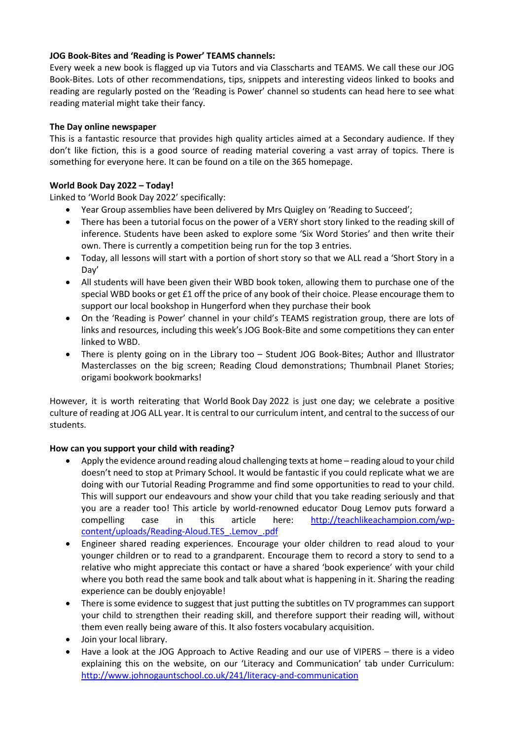**JOG Book-Bites and 'Reading is Power' TEAMS channels:**
Every week a new book is flagged up via Tutors and via Classcharts and TEAMS. We call these our JOG Book-Bites. Lots of other recommendations, tips, snippets and interesting videos linked to books and reading are regularly posted on the 'Reading is Power' channel so students can head here to see what reading material might take their fancy.

**The Day online newspaper**
This is a fantastic resource that provides high quality articles aimed at a Secondary audience. If they don't like fiction, this is a good source of reading material covering a vast array of topics. There is something for everyone here. It can be found on a tile on the 365 homepage.

**World Book Day 2022 – Today!**
Linked to 'World Book Day 2022' specifically:

- Year Group assemblies have been delivered by Mrs Quigley on 'Reading to Succeed';
- There has been a tutorial focus on the power of a VERY short story linked to the reading skill of inference. Students have been asked to explore some 'Six Word Stories' and then write their own. There is currently a competition being run for the top 3 entries.
- Today, all lessons will start with a portion of short story so that we ALL read a 'Short Story in a Day'
- All students will have been given their WBD book token, allowing them to purchase one of the special WBD books or get £1 off the price of any book of their choice. Please encourage them to support our local bookshop in Hungerford when they purchase their book
- On the 'Reading is Power' channel in your child's TEAMS registration group, there are lots of links and resources, including this week's JOG Book-Bite and some competitions they can enter linked to WBD.
- There is plenty going on in the Library too – Student JOG Book-Bites; Author and Illustrator Masterclasses on the big screen; Reading Cloud demonstrations; Thumbnail Planet Stories; origami bookwork bookmarks!

However, it is worth reiterating that World Book Day 2022 is just one day; we celebrate a positive culture of reading at JOG ALL year. It is central to our curriculum intent, and central to the success of our students.

**How can you support your child with reading?**

- Apply the evidence around reading aloud challenging texts at home – reading aloud to your child doesn't need to stop at Primary School. It would be fantastic if you could replicate what we are doing with our Tutorial Reading Programme and find some opportunities to read to your child. This will support our endeavours and show your child that you take reading seriously and that you are a reader too! This article by world-renowned educator Doug Lemov puts forward a compelling case in this article here: [http://teachlikeachampion.com/wp-content/uploads/Reading-Aloud.TES_.Lemov_.pdf](http://teachlikeachampion.com/wp-content/uploads/Reading-Aloud.TES_.Lemov_.pdf)
- Engineer shared reading experiences. Encourage your older children to read aloud to your younger children or to read to a grandparent. Encourage them to record a story to send to a relative who might appreciate this contact or have a shared 'book experience' with your child where you both read the same book and talk about what is happening in it. Sharing the reading experience can be doubly enjoyable!
- There is some evidence to suggest that just putting the subtitles on TV programmes can support your child to strengthen their reading skill, and therefore support their reading will, without them even really being aware of this. It also fosters vocabulary acquisition.
- Join your local library.
- Have a look at the JOG Approach to Active Reading and our use of VIPERS – there is a video explaining this on the website, on our 'Literacy and Communication' tab under Curriculum: [http://www.johnogauntschool.co.uk/241/literacy-and-communication](http://www.johnogauntschool.co.uk/241/literacy-and-communication)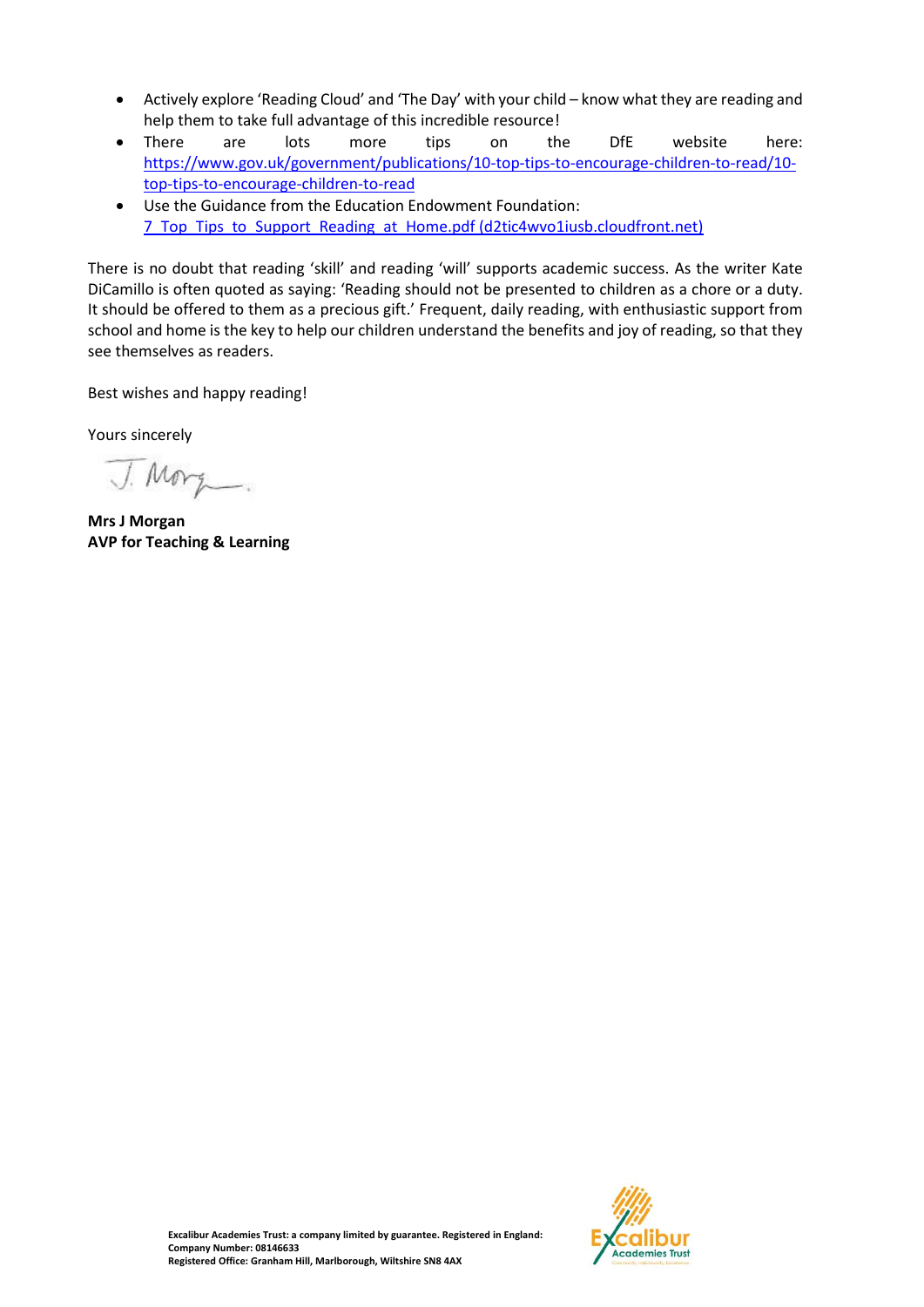- Actively explore 'Reading Cloud' and 'The Day' with your child – know what they are reading and help them to take full advantage of this incredible resource!
- There are lots more tips on the DfE website here: [https://www.gov.uk/government/publications/10-top-tips-to-encourage-children-to-read/10-top-tips-to-encourage-children-to-read](https://www.gov.uk/government/publications/10-top-tips-to-encourage-children-to-read/10-top-tips-to-encourage-children-to-read)
- Use the Guidance from the Education Endowment Foundation: 7_Top_Tips_to_Support_Reading_at_Home.pdf (d2tic4wvo1iusb.cloudfront.net)

There is no doubt that reading 'skill' and reading 'will' supports academic success. As the writer Kate DiCamillo is often quoted as saying: 'Reading should not be presented to children as a chore or a duty. It should be offered to them as a precious gift.' Frequent, daily reading, with enthusiastic support from school and home is the key to help our children understand the benefits and joy of reading, so that they see themselves as readers.

Best wishes and happy reading!

Yours sincerely

J. Morgan

**Mrs J Morgan**
**AVP for Teaching & Learning**

**Excalibur Academies Trust: a company limited by guarantee. Registered in England:**
**Company Number: 08146633**
**Registered Office: Granham Hill, Marlborough, Wiltshire SN8 4AX**